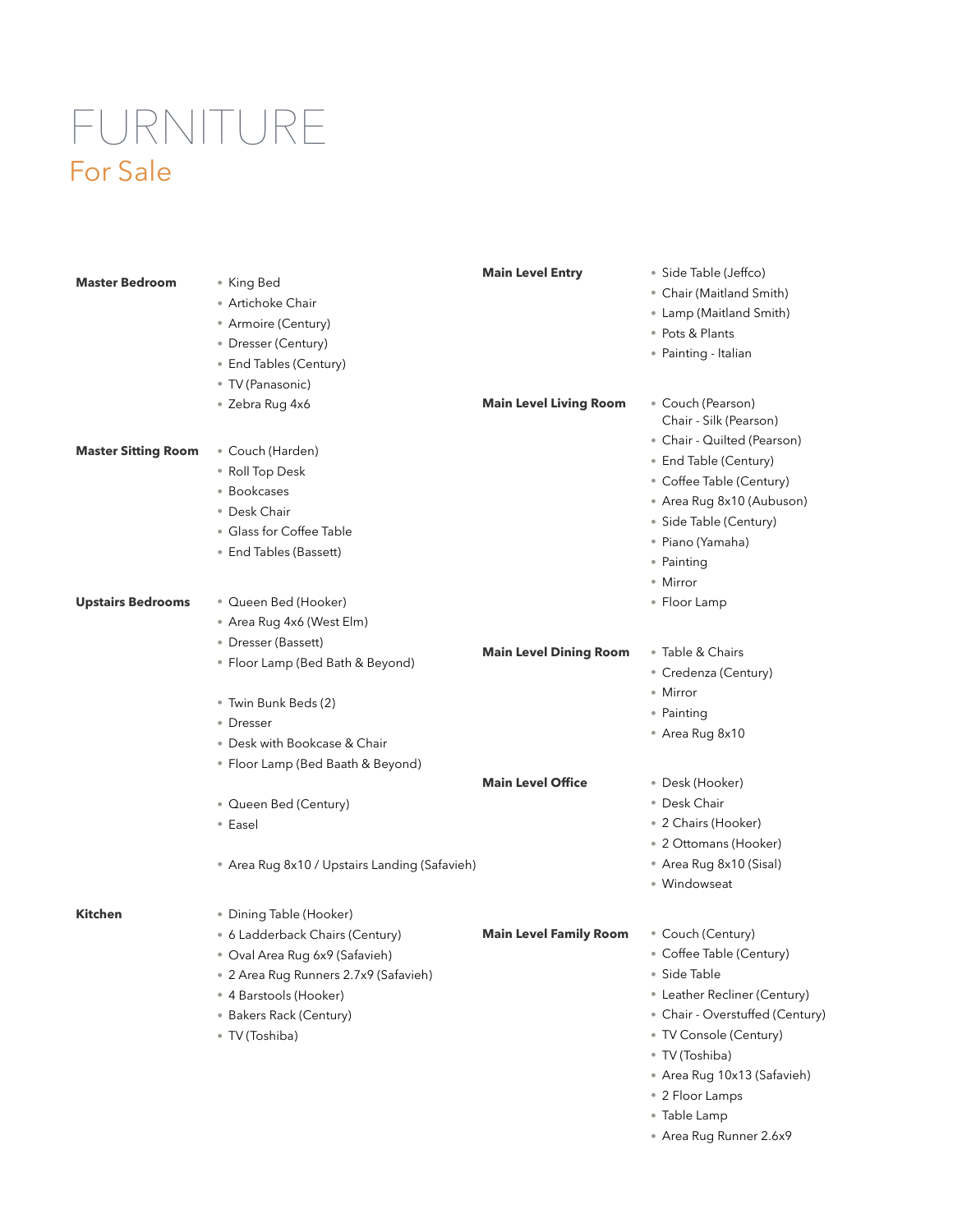# FURNITURE

## For Sale

**Master Bedroom**

- King Bed
- Artichoke Chair
- Armoire (Century)
- Dresser (Century)
- End Tables (Century)
- TV (Panasonic)
- Zebra Rug 4x6

**Master Sitting Room**

- Couch (Harden)
- Roll Top Desk
- Bookcases
- Desk Chair
- Glass for Coffee Table
- End Tables (Bassett)

**Upstairs Bedrooms**

- Queen Bed (Hooker)
- Area Rug 4x6 (West Elm)
- Dresser (Bassett)
- Floor Lamp (Bed Bath & Beyond)

- Twin Bunk Beds (2)
- Dresser
- Desk with Bookcase & Chair
- Floor Lamp (Bed Baath & Beyond)

- Queen Bed (Century)
- Easel

- Area Rug 8x10 / Upstairs Landing (Safavieh)

**Kitchen**

- Dining Table (Hooker)
- 6 Ladderback Chairs (Century)
- Oval Area Rug 6x9 (Safavieh)
- 2 Area Rug Runners 2.7x9 (Safavieh)
- 4 Barstools (Hooker)
- Bakers Rack (Century)
- TV (Toshiba)

**Main Level Entry**

- Side Table (Jeffco)
- Chair (Maitland Smith)
- Lamp (Maitland Smith)
- Pots & Plants
- Painting - Italian

**Main Level Living Room**

- Couch (Pearson)
  Chair - Silk (Pearson)
- Chair - Quilted (Pearson)
- End Table (Century)
- Coffee Table (Century)
- Area Rug 8x10 (Aubuson)
- Side Table (Century)
- Piano (Yamaha)
- Painting
- Mirror
- Floor Lamp

**Main Level Dining Room**

- Table & Chairs
- Credenza (Century)
- Mirror
- Painting
- Area Rug 8x10

**Main Level Office**

- Desk (Hooker)
- Desk Chair
- 2 Chairs (Hooker)
- 2 Ottomans (Hooker)
- Area Rug 8x10 (Sisal)
- Windowseat

**Main Level Family Room**

- Couch (Century)
- Coffee Table (Century)
- Side Table
- Leather Recliner (Century)
- Chair - Overstuffed (Century)
- TV Console (Century)
- TV (Toshiba)
- Area Rug 10x13 (Safavieh)
- 2 Floor Lamps
- Table Lamp
- Area Rug Runner 2.6x9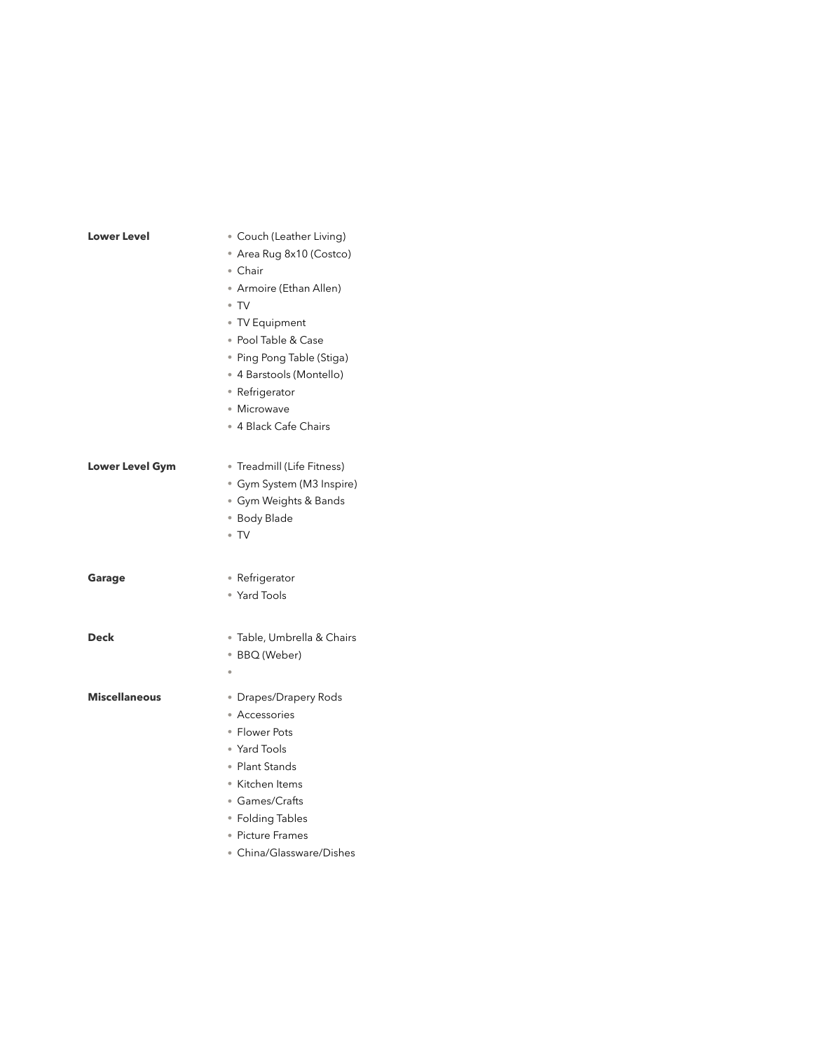**Lower Level**

- Couch (Leather Living)
- Area Rug 8x10 (Costco)
- Chair
- Armoire (Ethan Allen)
- TV
- TV Equipment
- Pool Table & Case
- Ping Pong Table (Stiga)
- 4 Barstools (Montello)
- Refrigerator
- Microwave
- 4 Black Cafe Chairs

**Lower Level Gym**

- Treadmill (Life Fitness)
- Gym System (M3 Inspire)
- Gym Weights & Bands
- Body Blade
- TV

**Garage**

- Refrigerator
- Yard Tools

**Deck**

- Table, Umbrella & Chairs
- BBQ (Weber)

**Miscellaneous**

- Drapes/Drapery Rods
- Accessories
- Flower Pots
- Yard Tools
- Plant Stands
- Kitchen Items
- Games/Crafts
- Folding Tables
- Picture Frames
- China/Glassware/Dishes